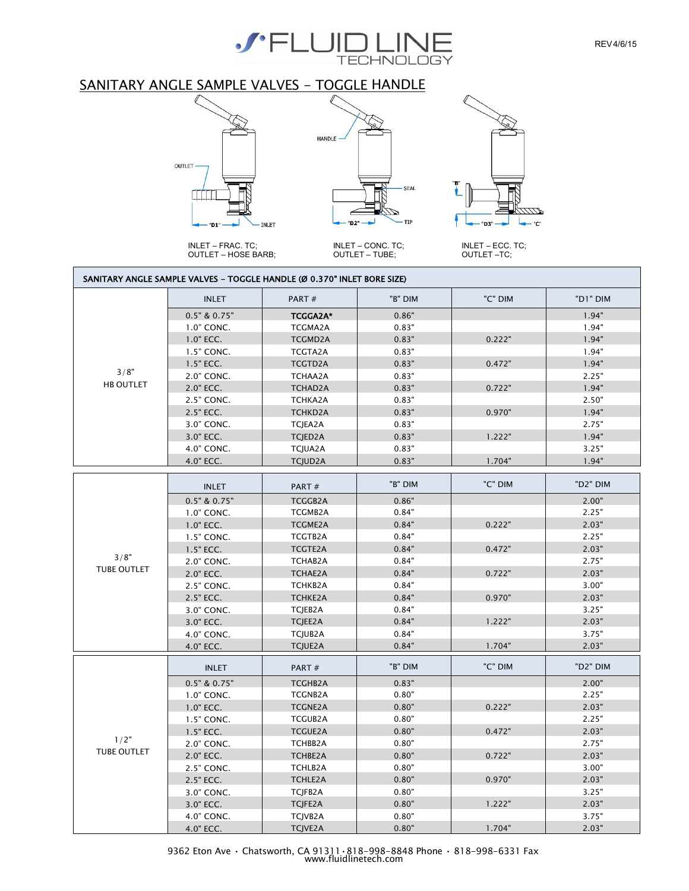REV4/6/15

# SANITARY ANGLE SAMPLE VALVES - TOGGLE HANDLE

INLET – FRAC. TC;
OUTLET – HOSE BARB;

INLET – CONC. TC;
OUTLET – TUBE;

INLET – ECC. TC;
OUTLET –TC;

**SANITARY ANGLE SAMPLE VALVES - TOGGLE HANDLE (Ø 0.370" INLET BORE SIZE)**

| | INLET | PART # | "B" DIM | "C" DIM | "D1" DIM |
|---|---|---|---|---|---|
| 3/8" HB OUTLET | 0.5" & 0.75" | **TCGGA2A*** | 0.86" | | 1.94" |
| | 1.0" CONC. | TCGMA2A | 0.83" | | 1.94" |
| | 1.0" ECC. | TCGMD2A | 0.83" | 0.222" | 1.94" |
| | 1.5" CONC. | TCGTA2A | 0.83" | | 1.94" |
| | 1.5" ECC. | TCGTD2A | 0.83" | 0.472" | 1.94" |
| | 2.0" CONC. | TCHAA2A | 0.83" | | 2.25" |
| | 2.0" ECC. | TCHAD2A | 0.83" | 0.722" | 1.94" |
| | 2.5" CONC. | TCHKA2A | 0.83" | | 2.50" |
| | 2.5" ECC. | TCHKD2A | 0.83" | 0.970" | 1.94" |
| | 3.0" CONC. | TCJEA2A | 0.83" | | 2.75" |
| | 3.0" ECC. | TCJED2A | 0.83" | 1.222" | 1.94" |
| | 4.0" CONC. | TCJUA2A | 0.83" | | 3.25" |
| | 4.0" ECC. | TCJUD2A | 0.83" | 1.704" | 1.94" |

| | INLET | PART # | "B" DIM | "C" DIM | "D2" DIM |
|---|---|---|---|---|---|
| 3/8" TUBE OUTLET | 0.5" & 0.75" | TCGGB2A | 0.86" | | 2.00" |
| | 1.0" CONC. | TCGMB2A | 0.84" | | 2.25" |
| | 1.0" ECC. | TCGME2A | 0.84" | 0.222" | 2.03" |
| | 1.5" CONC. | TCGTB2A | 0.84" | | 2.25" |
| | 1.5" ECC. | TCGTE2A | 0.84" | 0.472" | 2.03" |
| | 2.0" CONC. | TCHAB2A | 0.84" | | 2.75" |
| | 2.0" ECC. | TCHAE2A | 0.84" | 0.722" | 2.03" |
| | 2.5" CONC. | TCHKB2A | 0.84" | | 3.00" |
| | 2.5" ECC. | TCHKE2A | 0.84" | 0.970" | 2.03" |
| | 3.0" CONC. | TCJEB2A | 0.84" | | 3.25" |
| | 3.0" ECC. | TCJEE2A | 0.84" | 1.222" | 2.03" |
| | 4.0" CONC. | TCJUB2A | 0.84" | | 3.75" |
| | 4.0" ECC. | TCJUE2A | 0.84" | 1.704" | 2.03" |

| | INLET | PART # | "B" DIM | "C" DIM | "D2" DIM |
|---|---|---|---|---|---|
| 1/2" TUBE OUTLET | 0.5" & 0.75" | TCGHB2A | 0.83" | | 2.00" |
| | 1.0" CONC. | TCGNB2A | 0.80" | | 2.25" |
| | 1.0" ECC. | TCGNE2A | 0.80" | 0.222" | 2.03" |
| | 1.5" CONC. | TCGUB2A | 0.80" | | 2.25" |
| | 1.5" ECC. | TCGUE2A | 0.80" | 0.472" | 2.03" |
| | 2.0" CONC. | TCHBB2A | 0.80" | | 2.75" |
| | 2.0" ECC. | TCHBE2A | 0.80" | 0.722" | 2.03" |
| | 2.5" CONC. | TCHLB2A | 0.80" | | 3.00" |
| | 2.5" ECC. | TCHLE2A | 0.80" | 0.970" | 2.03" |
| | 3.0" CONC. | TCJFB2A | 0.80" | | 3.25" |
| | 3.0" ECC. | TCJFE2A | 0.80" | 1.222" | 2.03" |
| | 4.0" CONC. | TCJVB2A | 0.80" | | 3.75" |
| | 4.0" ECC. | TCJVE2A | 0.80" | 1.704" | 2.03" |

9362 Eton Ave • Chatsworth, CA 91311 • 818-998-8848 Phone • 818-998-6331 Fax
www.fluidlinetech.com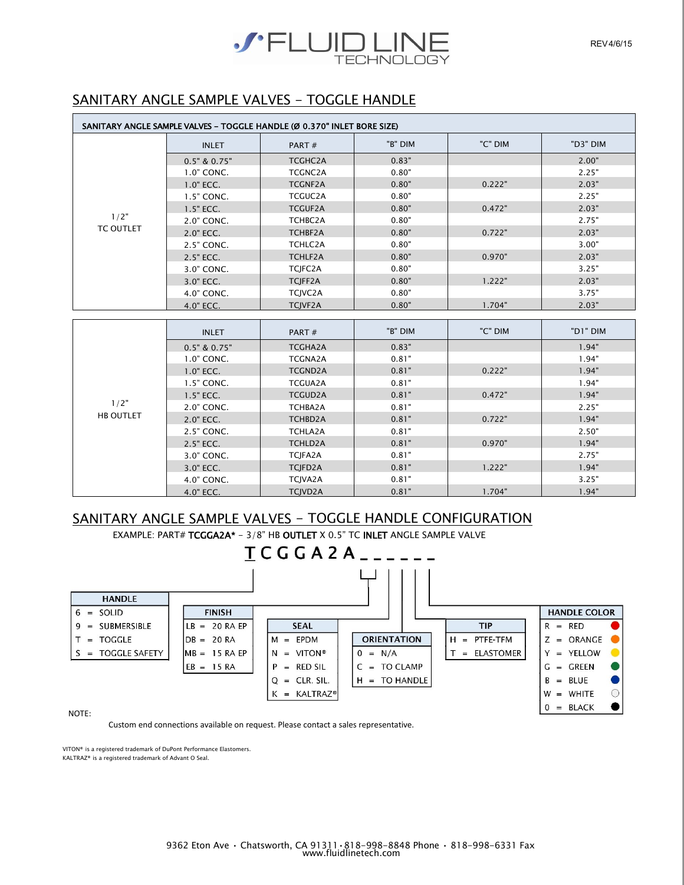FLUID LINE TECHNOLOGY

REV4/6/15

## SANITARY ANGLE SAMPLE VALVES - TOGGLE HANDLE

**SANITARY ANGLE SAMPLE VALVES – TOGGLE HANDLE (Ø 0.370" INLET BORE SIZE)**

| | INLET | PART # | "B" DIM | "C" DIM | "D3" DIM |
|---|---|---|---|---|---|
| 1/2" TC OUTLET | 0.5" & 0.75" | TCGHC2A | 0.83" | | 2.00" |
| | 1.0" CONC. | TCGNC2A | 0.80" | | 2.25" |
| | 1.0" ECC. | TCGNF2A | 0.80" | 0.222" | 2.03" |
| | 1.5" CONC. | TCGUC2A | 0.80" | | 2.25" |
| | 1.5" ECC. | TCGUF2A | 0.80" | 0.472" | 2.03" |
| | 2.0" CONC. | TCHBC2A | 0.80" | | 2.75" |
| | 2.0" ECC. | TCHBF2A | 0.80" | 0.722" | 2.03" |
| | 2.5" CONC. | TCHLC2A | 0.80" | | 3.00" |
| | 2.5" ECC. | TCHLF2A | 0.80" | 0.970" | 2.03" |
| | 3.0" CONC. | TCJFC2A | 0.80" | | 3.25" |
| | 3.0" ECC. | TCJFF2A | 0.80" | 1.222" | 2.03" |
| | 4.0" CONC. | TCJVC2A | 0.80" | | 3.75" |
| | 4.0" ECC. | TCJVF2A | 0.80" | 1.704" | 2.03" |

| | INLET | PART # | "B" DIM | "C" DIM | "D1" DIM |
|---|---|---|---|---|---|
| 1/2" HB OUTLET | 0.5" & 0.75" | TCGHA2A | 0.83" | | 1.94" |
| | 1.0" CONC. | TCGNA2A | 0.81" | | 1.94" |
| | 1.0" ECC. | TCGND2A | 0.81" | 0.222" | 1.94" |
| | 1.5" CONC. | TCGUA2A | 0.81" | | 1.94" |
| | 1.5" ECC. | TCGUD2A | 0.81" | 0.472" | 1.94" |
| | 2.0" CONC. | TCHBA2A | 0.81" | | 2.25" |
| | 2.0" ECC. | TCHBD2A | 0.81" | 0.722" | 1.94" |
| | 2.5" CONC. | TCHLA2A | 0.81" | | 2.50" |
| | 2.5" ECC. | TCHLD2A | 0.81" | 0.970" | 1.94" |
| | 3.0" CONC. | TCJFA2A | 0.81" | | 2.75" |
| | 3.0" ECC. | TCJFD2A | 0.81" | 1.222" | 1.94" |
| | 4.0" CONC. | TCJVA2A | 0.81" | | 3.25" |
| | 4.0" ECC. | TCJVD2A | 0.81" | 1.704" | 1.94" |

## SANITARY ANGLE SAMPLE VALVES - TOGGLE HANDLE CONFIGURATION

EXAMPLE: PART# **TCGGA2A*** - 3/8" HB **OUTLET** X 0.5" TC **INLET** ANGLE SAMPLE VALVE

**T C G G A 2 A _ _ _ _ _ _**

| HANDLE | |
|---|---|
| 6 | SOLID |
| 9 | SUBMERSIBLE |
| T | TOGGLE |
| S | TOGGLE SAFETY |

| FINISH | |
|---|---|
| LB | 20 RA EP |
| DB | 20 RA |
| MB | 15 RA EP |
| EB | 15 RA |

| SEAL | |
|---|---|
| M | EPDM |
| N | VITON® |
| P | RED SIL |
| Q | CLR. SIL. |
| K | KALTRAZ® |

| ORIENTATION | |
|---|---|
| 0 | N/A |
| C | TO CLAMP |
| H | TO HANDLE |

| TIP | |
|---|---|
| H | PTFE-TFM |
| T | ELASTOMER |

| HANDLE COLOR | |
|---|---|
| R | RED |
| Z | ORANGE |
| Y | YELLOW |
| G | GREEN |
| B | BLUE |
| W | WHITE |
| 0 | BLACK |

NOTE:

Custom end connections available on request. Please contact a sales representative.

VITON® is a registered trademark of DuPont Performance Elastomers.
KALTRAZ® is a registered trademark of Advant O Seal.

9362 Eton Ave • Chatsworth, CA 91311 • 818-998-8848 Phone • 818-998-6331 Fax
www.fluidlinetech.com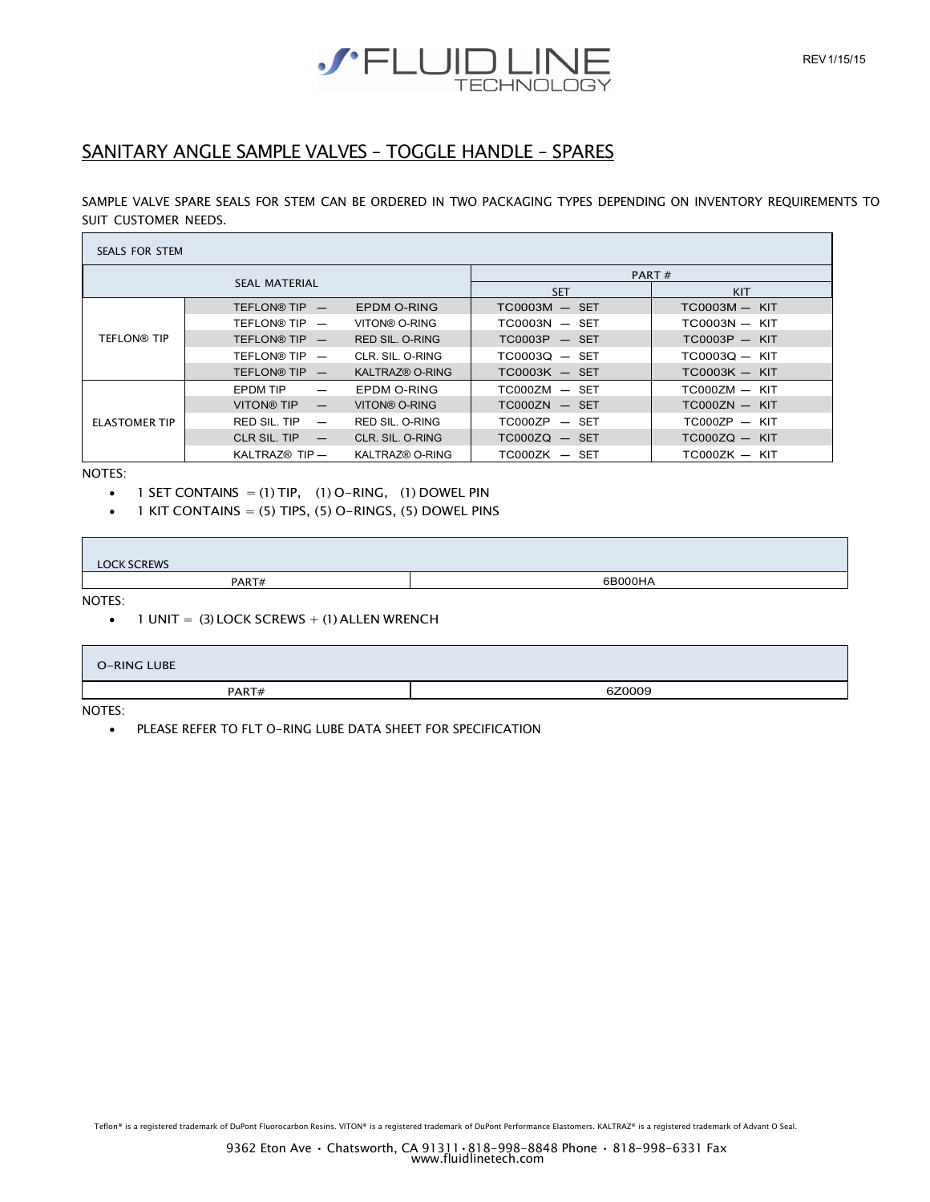## SANITARY ANGLE SAMPLE VALVES – TOGGLE HANDLE – SPARES

SAMPLE VALVE SPARE SEALS FOR STEM CAN BE ORDERED IN TWO PACKAGING TYPES DEPENDING ON INVENTORY REQUIREMENTS TO SUIT CUSTOMER NEEDS.

| SEALS FOR STEM | | | | |
|---|---|---|---|---|
| SEAL MATERIAL | | | PART # | |
| | | | SET | KIT |
| TEFLON® TIP | TEFLON® TIP — | EPDM O-RING | TC0003M — SET | TC0003M — KIT |
| | TEFLON® TIP — | VITON® O-RING | TC0003N — SET | TC0003N — KIT |
| | TEFLON® TIP — | RED SIL. O-RING | TC0003P — SET | TC0003P — KIT |
| | TEFLON® TIP — | CLR. SIL. O-RING | TC0003Q — SET | TC0003Q — KIT |
| | TEFLON® TIP — | KALTRAZ® O-RING | TC0003K — SET | TC0003K — KIT |
| ELASTOMER TIP | EPDM TIP — | EPDM O-RING | TC000ZM — SET | TC000ZM — KIT |
| | VITON® TIP — | VITON® O-RING | TC000ZN — SET | TC000ZN — KIT |
| | RED SIL. TIP — | RED SIL. O-RING | TC000ZP — SET | TC000ZP — KIT |
| | CLR SIL. TIP — | CLR. SIL. O-RING | TC000ZQ — SET | TC000ZQ — KIT |
| | KALTRAZ® TIP — | KALTRAZ® O-RING | TC000ZK — SET | TC000ZK — KIT |

NOTES:

- 1 SET CONTAINS = (1) TIP, (1) O-RING, (1) DOWEL PIN
- 1 KIT CONTAINS = (5) TIPS, (5) O-RINGS, (5) DOWEL PINS

| LOCK SCREWS | |
|---|---|
| PART# | 6B000HA |

NOTES:

- 1 UNIT = (3) LOCK SCREWS + (1) ALLEN WRENCH

| O-RING LUBE | |
|---|---|
| PART# | 6Z0009 |

NOTES:

- PLEASE REFER TO FLT O-RING LUBE DATA SHEET FOR SPECIFICATION

Teflon® is a registered trademark of DuPont Fluorocarbon Resins. VITON® is a registered trademark of DuPont Performance Elastomers. KALTRAZ® is a registered trademark of Advant O Seal.